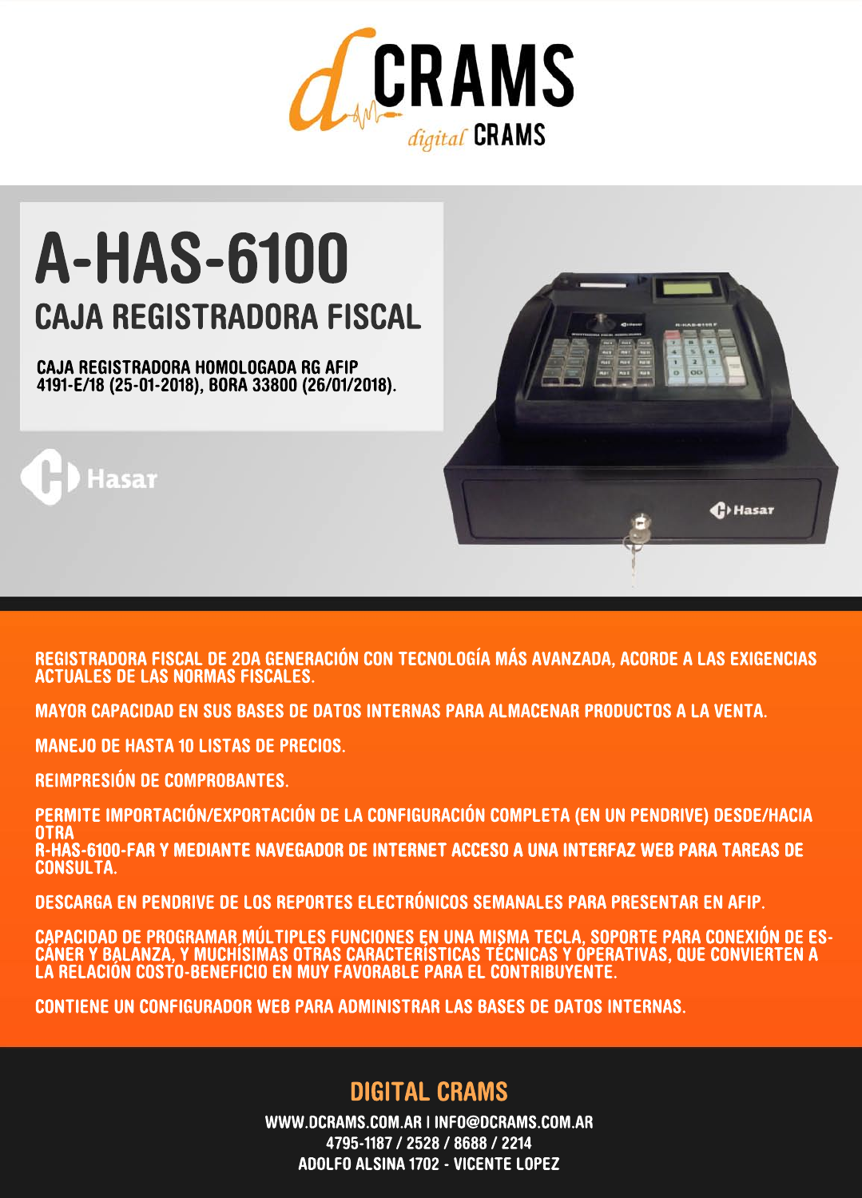# A-HAS-6100

## CAJA REGISTRADORA FISCAL

CAJA REGISTRADORA HOMOLOGADA RG AFIP 4191-E/18 (25-01-2018), BORA 33800 (26/01/2018).

REGISTRADORA FISCAL DE 2DA GENERACIÓN CON TECNOLOGÍA MÁS AVANZADA, ACORDE A LAS EXIGENCIAS ACTUALES DE LAS NORMAS FISCALES.

MAYOR CAPACIDAD EN SUS BASES DE DATOS INTERNAS PARA ALMACENAR PRODUCTOS A LA VENTA.

MANEJO DE HASTA 10 LISTAS DE PRECIOS.

REIMPRESIÓN DE COMPROBANTES.

PERMITE IMPORTACIÓN/EXPORTACIÓN DE LA CONFIGURACIÓN COMPLETA (EN UN PENDRIVE) DESDE/HACIA OTRA R-HAS-6100-FAR Y MEDIANTE NAVEGADOR DE INTERNET ACCESO A UNA INTERFAZ WEB PARA TAREAS DE CONSULTA.

DESCARGA EN PENDRIVE DE LOS REPORTES ELECTRÓNICOS SEMANALES PARA PRESENTAR EN AFIP.

CAPACIDAD DE PROGRAMAR MÚLTIPLES FUNCIONES EN UNA MISMA TECLA, SOPORTE PARA CONEXIÓN DE ESCÁNER Y BALANZA, Y MUCHÍSIMAS OTRAS CARACTERÍSTICAS TÉCNICAS Y OPERATIVAS, QUE CONVIERTEN A LA RELACIÓN COSTO-BENEFICIO EN MUY FAVORABLE PARA EL CONTRIBUYENTE.

CONTIENE UN CONFIGURADOR WEB PARA ADMINISTRAR LAS BASES DE DATOS INTERNAS.

## DIGITAL CRAMS

WWW.DCRAMS.COM.AR | INFO@DCRAMS.COM.AR
4795-1187 / 2528 / 8688 / 2214
ADOLFO ALSINA 1702 - VICENTE LOPEZ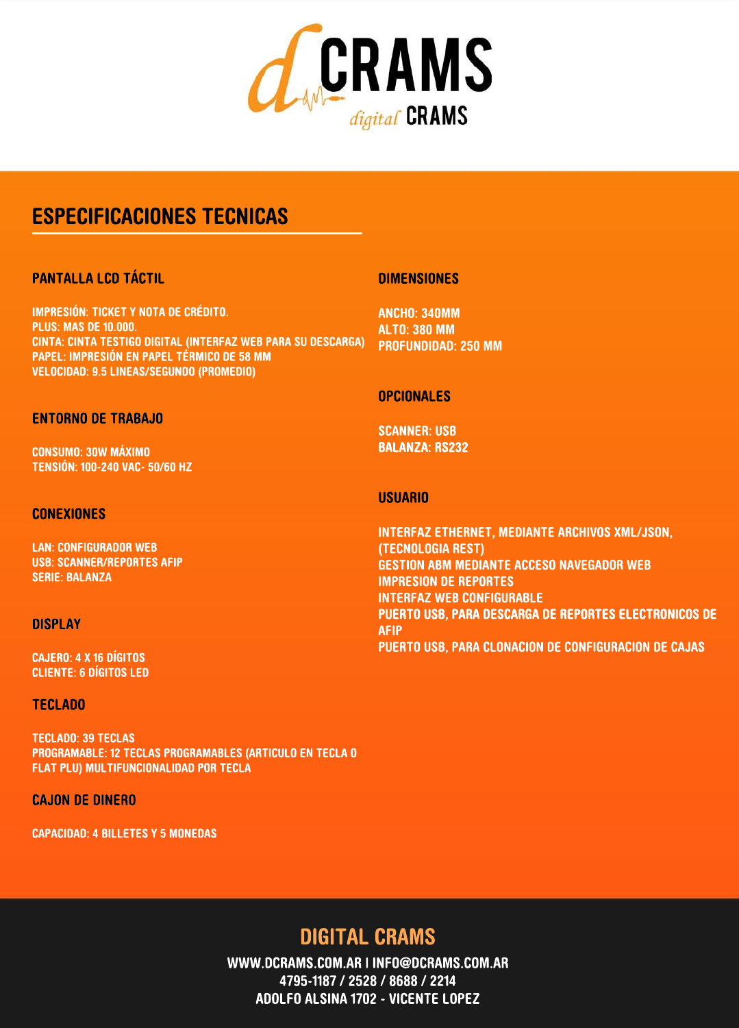# CRAMS

digital CRAMS

## ESPECIFICACIONES TECNICAS

### PANTALLA LCD TÁCTIL

IMPRESIÓN: TICKET Y NOTA DE CRÉDITO.
PLUS: MAS DE 10.000.
CINTA: CINTA TESTIGO DIGITAL (INTERFAZ WEB PARA SU DESCARGA)
PAPEL: IMPRESIÓN EN PAPEL TÉRMICO DE 58 MM
VELOCIDAD: 9.5 LINEAS/SEGUNDO (PROMEDIO)

### ENTORNO DE TRABAJO

CONSUMO: 30W MÁXIMO
TENSIÓN: 100-240 VAC- 50/60 HZ

### CONEXIONES

LAN: CONFIGURADOR WEB
USB: SCANNER/REPORTES AFIP
SERIE: BALANZA

### DISPLAY

CAJERO: 4 X 16 DÍGITOS
CLIENTE: 6 DÍGITOS LED

### TECLADO

TECLADO: 39 TECLAS
PROGRAMABLE: 12 TECLAS PROGRAMABLES (ARTICULO EN TECLA O FLAT PLU) MULTIFUNCIONALIDAD POR TECLA

### CAJON DE DINERO

CAPACIDAD: 4 BILLETES Y 5 MONEDAS

### DIMENSIONES

ANCHO: 340MM
ALTO: 380 MM
PROFUNDIDAD: 250 MM

### OPCIONALES

SCANNER: USB
BALANZA: RS232

### USUARIO

INTERFAZ ETHERNET, MEDIANTE ARCHIVOS XML/JSON, (TECNOLOGIA REST)
GESTION ABM MEDIANTE ACCESO NAVEGADOR WEB
IMPRESION DE REPORTES
INTERFAZ WEB CONFIGURABLE
PUERTO USB, PARA DESCARGA DE REPORTES ELECTRONICOS DE AFIP
PUERTO USB, PARA CLONACION DE CONFIGURACION DE CAJAS

## DIGITAL CRAMS

WWW.DCRAMS.COM.AR | INFO@DCRAMS.COM.AR
4795-1187 / 2528 / 8688 / 2214
ADOLFO ALSINA 1702 - VICENTE LOPEZ